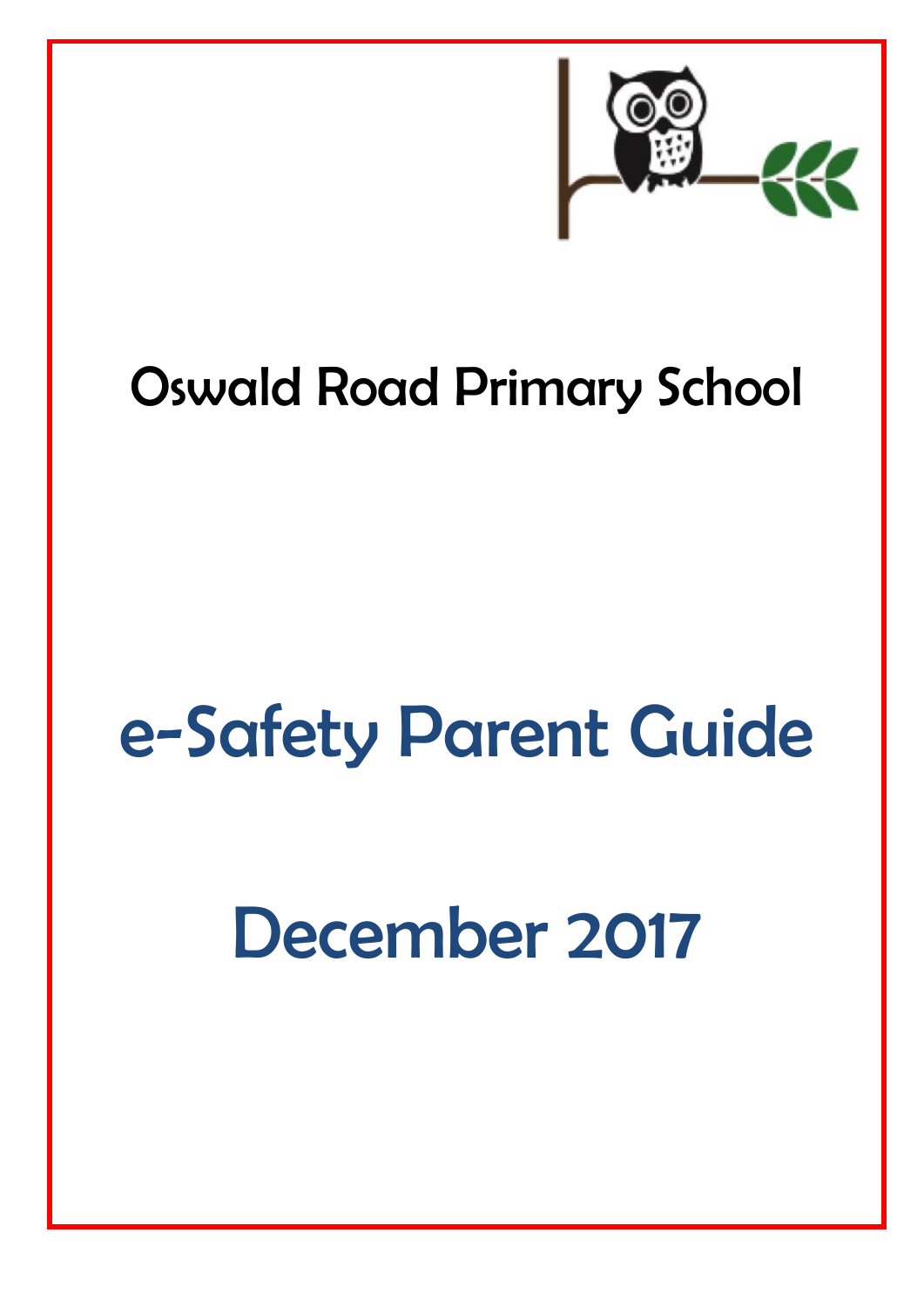Oswald Road Primary School

# e-Safety Parent Guide

# December 2017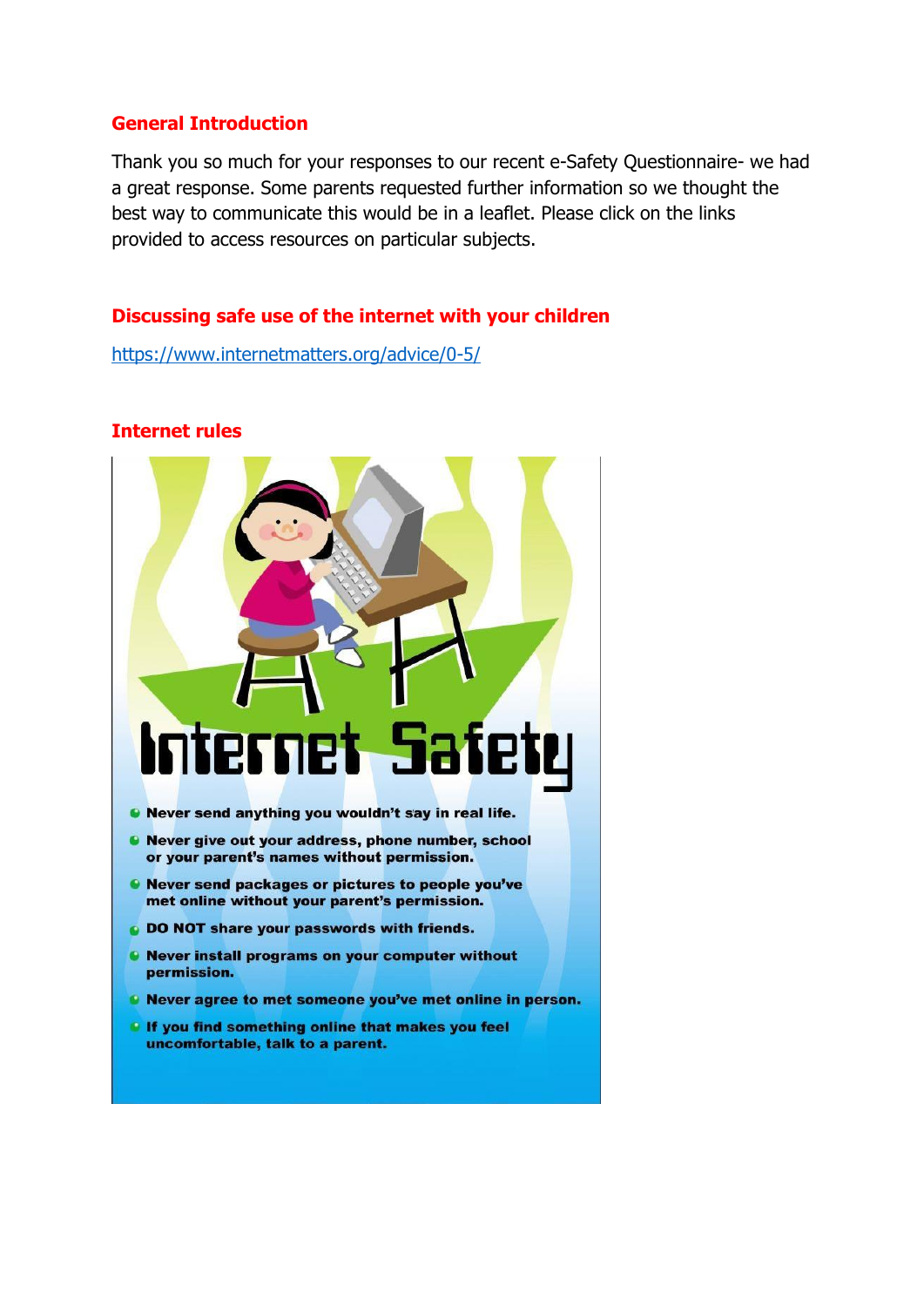## General Introduction

Thank you so much for your responses to our recent e-Safety Questionnaire- we had a great response. Some parents requested further information so we thought the best way to communicate this would be in a leaflet. Please click on the links provided to access resources on particular subjects.

## Discussing safe use of the internet with your children

https://www.internetmatters.org/advice/0-5/

## Internet rules

# Internet Safety

- **Never send anything you wouldn't say in real life.**
- **Never give out your address, phone number, school or your parent's names without permission.**
- **Never send packages or pictures to people you've met online without your parent's permission.**
- **DO NOT share your passwords with friends.**
- **Never install programs on your computer without permission.**
- **Never agree to met someone you've met online in person.**
- **If you find something online that makes you feel uncomfortable, talk to a parent.**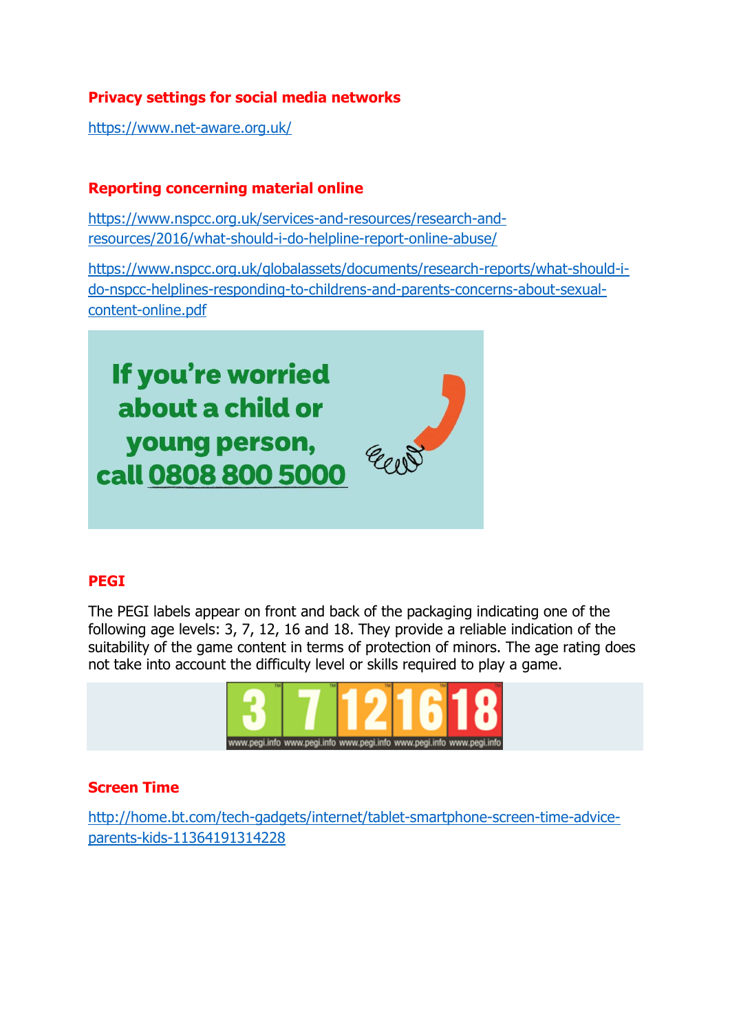## Privacy settings for social media networks

https://www.net-aware.org.uk/

## Reporting concerning material online

https://www.nspcc.org.uk/services-and-resources/research-and-resources/2016/what-should-i-do-helpline-report-online-abuse/

https://www.nspcc.org.uk/globalassets/documents/research-reports/what-should-i-do-nspcc-helplines-responding-to-childrens-and-parents-concerns-about-sexual-content-online.pdf

If you're worried about a child or young person, call 0808 800 5000

## PEGI

The PEGI labels appear on front and back of the packaging indicating one of the following age levels: 3, 7, 12, 16 and 18. They provide a reliable indication of the suitability of the game content in terms of protection of minors. The age rating does not take into account the difficulty level or skills required to play a game.

3 7 12 16 18

www.pegi.info www.pegi.info www.pegi.info www.pegi.info www.pegi.info

## Screen Time

http://home.bt.com/tech-gadgets/internet/tablet-smartphone-screen-time-advice-parents-kids-11364191314228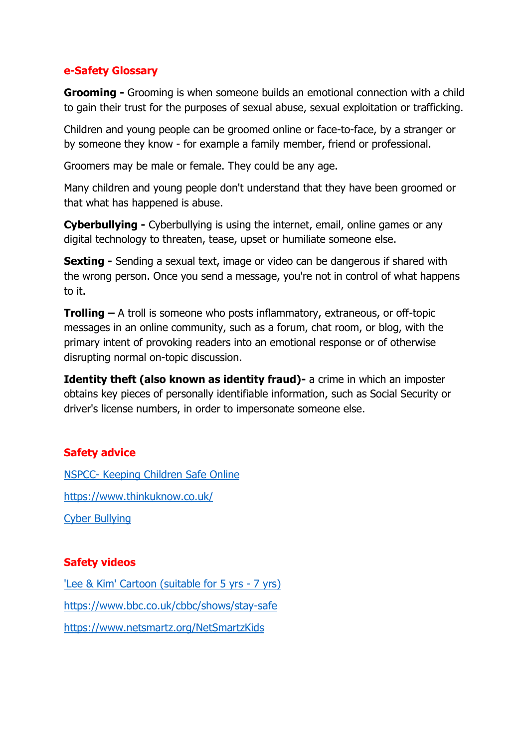## e-Safety Glossary

**Grooming -** Grooming is when someone builds an emotional connection with a child to gain their trust for the purposes of sexual abuse, sexual exploitation or trafficking.

Children and young people can be groomed online or face-to-face, by a stranger or by someone they know - for example a family member, friend or professional.

Groomers may be male or female. They could be any age.

Many children and young people don't understand that they have been groomed or that what has happened is abuse.

**Cyberbullying -** Cyberbullying is using the internet, email, online games or any digital technology to threaten, tease, upset or humiliate someone else.

**Sexting -** Sending a sexual text, image or video can be dangerous if shared with the wrong person. Once you send a message, you're not in control of what happens to it.

**Trolling –** A troll is someone who posts inflammatory, extraneous, or off-topic messages in an online community, such as a forum, chat room, or blog, with the primary intent of provoking readers into an emotional response or of otherwise disrupting normal on-topic discussion.

**Identity theft (also known as identity fraud)-** a crime in which an imposter obtains key pieces of personally identifiable information, such as Social Security or driver's license numbers, in order to impersonate someone else.

## Safety advice

NSPCC- Keeping Children Safe Online

https://www.thinkuknow.co.uk/

Cyber Bullying

## Safety videos

'Lee & Kim' Cartoon (suitable for 5 yrs - 7 yrs)

https://www.bbc.co.uk/cbbc/shows/stay-safe

https://www.netsmartz.org/NetSmartzKids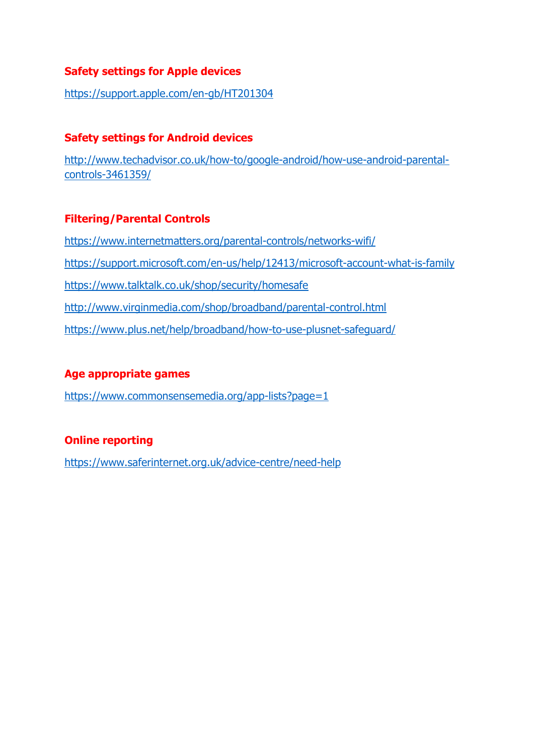**Safety settings for Apple devices**

https://support.apple.com/en-gb/HT201304

**Safety settings for Android devices**

http://www.techadvisor.co.uk/how-to/google-android/how-use-android-parental-controls-3461359/

**Filtering/Parental Controls**

https://www.internetmatters.org/parental-controls/networks-wifi/

https://support.microsoft.com/en-us/help/12413/microsoft-account-what-is-family

https://www.talktalk.co.uk/shop/security/homesafe

http://www.virginmedia.com/shop/broadband/parental-control.html

https://www.plus.net/help/broadband/how-to-use-plusnet-safeguard/

**Age appropriate games**

https://www.commonsensemedia.org/app-lists?page=1

**Online reporting**

https://www.saferinternet.org.uk/advice-centre/need-help